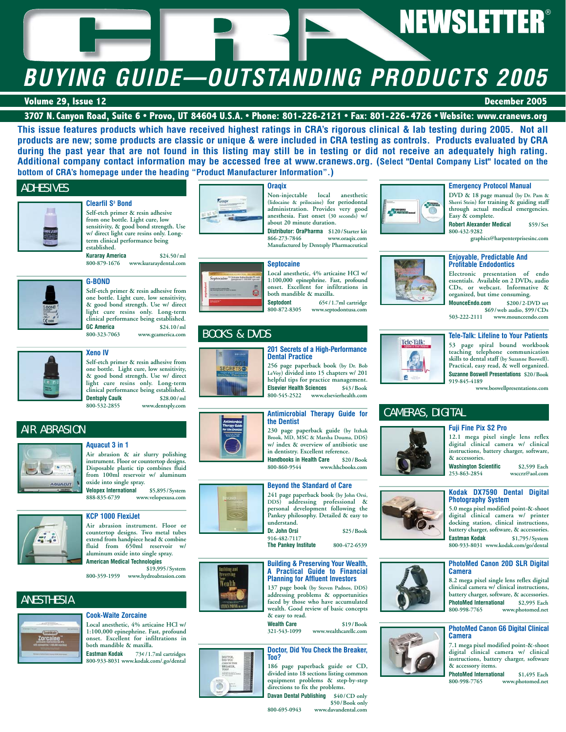# CRA NEWSLETTER®

# BUYING GUIDE—OUTSTANDING PRODUCTS 2005

**Volume 29, Issue 12** — **December 2005**

**3707 N. Canyon Road, Suite 6 • Provo, UT 84604 U.S.A. • Phone: 801-226-2121 • Fax: 801-226-4726 • Website: www.cranews.org**

**This issue features products which have received highest ratings in CRA's rigorous clinical & lab testing during 2005. Not all products are new; some products are classic or unique & were included in CRA testing as controls. Products evaluated by CRA during the past year that are not found in this listing may still be in testing or did not receive an adequately high rating. Additional company contact information may be accessed free at www.cranews.org. (Select "Dental Company List" located on the bottom of CRA's homepage under the heading "Product Manufacturer Information".)**

## ADHESIVES

### Clearfil S³ Bond
Self-etch primer & resin adhesive from one bottle. Light cure, low sensitivity, & good bond strength. Use w/ direct light cure resins only. Long-term clinical performance being established.
**Kuraray America** $24.50/ml
800-879-1676 www.kuraraydental.com

### G-BOND
Self-etch primer & resin adhesive from one bottle. Light cure, low sensitivity, & good bond strength. Use w/ direct light cure resins only. Long-term clinical performance being established.
**GC America** $24.10/ml
800-323-7063 www.gcamerica.com

### Xeno IV
Self-etch primer & resin adhesive from one bottle. Light cure, low sensitivity, & good bond strength. Use w/ direct light cure resins only. Long-term clinical performance being established.
**Dentsply Caulk** $28.00/ml
800-532-2855 www.dentsply.com

## AIR ABRASION

### Aquacut 3 in 1
Air abrasion & air slurry polishing instrument. Floor or countertop designs. Disposable plastic tip combines fluid from 100ml reservoir w/ aluminum oxide into single spray.
**Velopex International** $5,895/System
888-835-6739 www.velopexusa.com

### KCP 1000 FlexiJet
Air abrasion instrument. Floor or countertop designs. Two metal tubes extend from handpiece head & combine fluid from 650ml reservoir w/ aluminum oxide into single spray.
**American Medical Technologies** $19,995/System
800-359-1959 www.hydroabrasion.com

## ANESTHESIA

### Cook-Waite Zorcaine
Local anesthetic, 4% articaine HCl w/ 1:100,000 epinephrine. Fast, profound onset. Excellent for infiltrations in both mandible & maxilla.
**Eastman Kodak** 73¢/1.7ml cartridges
800-933-8031 www.kodak.com/go/dental

### Oraqix
Non-injectable local anesthetic (lidocaine & prilocaine) for periodontal administration. Provides very good anesthesia. Fast onset (30 seconds) w/ about 20 minute duration.
**Distributor: OraPharma** $120/Starter kit
866-273-7846 www.oraqix.com
Manufactured by Dentsply Pharmaceutical

### Septocaine
Local anesthetic, 4% articaine HCl w/ 1:100,000 epinephrine. Fast, profound onset. Excellent for infiltrations in both mandible & maxilla.
**Septodont** 65¢/1.7ml cartridge
800-872-8305 www.septodontusa.com

## BOOKS & DVDS

### 201 Secrets of a High-Performance Dental Practice
256 page paperback book (by Dr. Bob LeVoy) divided into 15 chapters w/ 201 helpful tips for practice management.
**Elsevier Health Sciences** $43/Book
800-545-2522 www.elsevierhealth.com

### Antimicrobial Therapy Guide for the Dentist
230 page paperback guide (by Itzhak Brook, MD, MSC & Marsha Douma, DDS) w/ index & overview of antibiotic use in dentistry. Excellent reference.
**Handbooks in Health Care** $20/Book
800-860-9544 www.hhcbooks.com

### Beyond the Standard of Care
241 page paperback book (by John Orsi, DDS) addressing professional & personal development following the Pankey philosophy. Detailed & easy to understand.
**Dr. John Orsi** $25/Book
916-482-7117
**The Pankey Institute** 800-472-6539

### Building & Preserving Your Wealth, A Practical Guide to Financial Planning for Affluent Investors
137 page book (by Steven Padnos, DDS) addressing problems & opportunities faced by those who have accumulated wealth. Good review of basic concepts & easy to read.
**Wealth Care** $19/Book
321-543-1099 www.wealthcarellc.com

### Doctor, Did You Check the Breaker, Too?
186 page paperback guide or CD, divided into 18 sections listing common equipment problems & step-by-step directions to fix the problems.
**Davan Dental Publishing** $40/CD only
$50/Book only
800-695-0943 www.davandental.com

### Emergency Protocol Manual
DVD & 18 page manual (by Dr. Pam & Sherri Stein) for training & guiding staff through actual medical emergencies. Easy & complete.
**Robert Alexander Medical** $59/Set
800-432-9282
graphics@harpenterprisesinc.com

### Enjoyable, Predictable And Profitable Endodontics
Electronic presentation of endo essentials. Available on 2 DVDs, audio CDs, or webcast. Informative & organized, but time consuming.
**MounceEndo.com** $200/2-DVD set
$69/web audio, $99/CDs
503-222-2111 www.mounceendo.com

### Tele-Talk: Lifeline to Your Patients
53 page spiral bound workbook teaching telephone communication skills to dental staff (by Suzanne Boswell). Practical, easy read, & well organized.
**Suzanne Boswell Presentations** $20/Book
919-845-4189
www.boswellpresentations.com

## CAMERAS, DIGITAL

### Fuji Fine Pix S2 Pro
12.1 mega pixel single lens reflex digital clinical camera w/ clinical instructions, battery charger, software, & accessories.
**Washington Scientific** $2,599 Each
253-863-2854 wsccrz@aol.com

### Kodak DX7590 Dental Digital Photography System
5.0 mega pixel modified point-&-shoot digital clinical camera w/ printer docking station, clinical instructions, battery charger, software, & accessories.
**Eastman Kodak** $1,795/System
800-933-8031 www.kodak.com/go/dental

### PhotoMed Canon 20D SLR Digital Camera
8.2 mega pixel single lens reflex digital clinical camera w/ clinical instructions, battery charger, software, & accessories.
**PhotoMed International** $2,995 Each
800-998-7765 www.photomed.net

### PhotoMed Canon G6 Digital Clinical Camera
7.1 mega pixel modified point-&-shoot digital clinical camera w/ clinical instructions, battery charger, software & accessory items.
**PhotoMed International** $1,495 Each
800-998-7765 www.photomed.net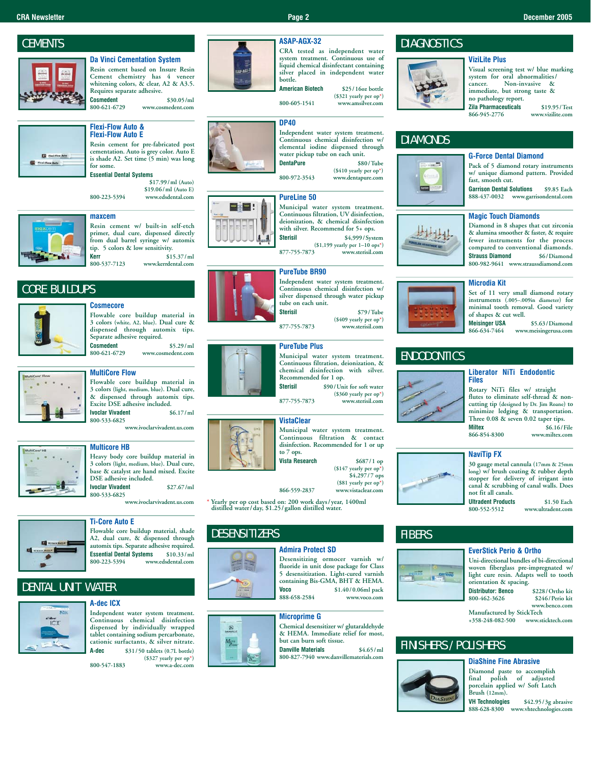## CEMENTS

### Da Vinci Cementation System

Resin cement based on Insure Resin Cement chemistry has 4 veneer whitening colors, & clear, A2 & A3.5. Requires separate adhesive.

**Cosmedent** $30.05/ml
800-621-6729 www.cosmedent.com

### Flexi-Flow Auto & Flexi-Flow Auto E

Resin cement for pre-fabricated post cementation. Auto is grey color. Auto E is shade A2. Set time (5 min) was long for some.

**Essential Dental Systems**
$17.99/ml (Auto)
$19.06/ml (Auto E)
800-223-5394 www.edsdental.com

### maxcem

Resin cement w/ built-in self-etch primer, dual cure, dispensed directly from dual barrel syringe w/ automix tip. 5 colors & low sensitivity.

**Kerr** $15.37/ml
800-537-7123 www.kerrdental.com

## CORE BUILDUPS

### Cosmecore

Flowable core buildup material in 3 colors (white, A2, blue). Dual cure & dispensed through automix tips. Separate adhesive required.

**Cosmedent** $5.29/ml
800-621-6729 www.cosmedent.com

### MultiCore Flow

Flowable core buildup material in 3 colors (light, medium, blue). Dual cure, & dispensed through automix tips. Excite DSE adhesive included.

**Ivoclar Vivadent** $6.17/ml
800-533-6825
www.ivoclarvivadent.us.com

### Multicore HB

Heavy body core buildup material in 3 colors (light, medium, blue). Dual cure, base & catalyst are hand mixed. Excite DSE adhesive included.

**Ivoclar Vivadent** $27.67/ml
800-533-6825
www.ivoclarvivadent.us.com

### Ti-Core Auto E

Flowable core buildup material, shade A2, dual cure, & dispensed through automix tips. Separate adhesive required.

**Essential Dental Systems** $10.33/ml
800-223-5394 www.edsdental.com

## DENTAL UNIT WATER

### A-dec ICX

Independent water system treatment. Continuous chemical disinfection dispensed by individually wrapped tablet containing sodium percarbonate, cationic surfactants, & silver nitrate.

**A-dec** $31/50 tablets (0.7L bottle)
($327 yearly per op*)
800-547-1883 www.a-dec.com

### ASAP-AGX-32

CRA tested as independent water system treatment. Continuous use of liquid chemical disinfectant containing silver placed in independent water bottle.

**American Biotech** $25/16oz bottle
($321 yearly per op*)
800-605-1541 www.amsilver.com

### DP40

Independent water system treatment. Continuous chemical disinfection w/ elemental iodine dispensed through water pickup tube on each unit.

**DentaPure** $80/Tube
($410 yearly per op*)
800-972-3543 www.dentapure.com

### PureLine 50

Municipal water system treatment. Continuous filtration, UV disinfection, deionization, & chemical disinfection with silver. Recommend for 5+ ops.

**Sterisil** $4,999/System
($1,199 yearly per 1–10 ops*)
877-755-7873 www.sterisil.com

### PureTube BR90

Independent water system treatment. Continuous chemical disinfection w/ silver dispensed through water pickup tube on each unit.

**Sterisil** $79/Tube
($409 yearly per op*)
877-755-7873 www.sterisil.com

### PureTube Plus

Municipal water system treatment. Continuous filtration, deionization, & chemical disinfection with silver. Recommended for 1 op.

**Sterisil** $90/Unit for soft water
($360 yearly per op*)
877-755-7873 www.sterisil.com

### VistaClear

Municipal water system treatment. Continuous filtration & contact disinfection. Recommended for 1 or up to 7 ops.

**Vista Research** $687/1 op
($147 yearly per op*)
$4,297/7 ops
($81 yearly per op*)
866-559-2837 www.vistaclear.com

\* Yearly per op cost based on: 200 work days/year, 1400ml distilled water/day, $1.25/gallon distilled water.

## DESENSITIZERS

### Admira Protect SD

Desensitizing ormocer varnish w/ fluoride in unit dose package for Class 5 desensitization. Light-cured varnish containing Bis-GMA, BHT & HEMA.

**Voco** $1.40/0.06ml pack
888-658-2584 www.voco.com

### Microprime G

Chemical desensitizer w/ glutaraldehyde & HEMA. Immediate relief for most, but can burn soft tissue.

**Danville Materials** $4.65/ml
800-827-7940 www.danvillematerials.com

## DIAGNOSTICS

### ViziLite Plus

Visual screening test w/ blue marking system for oral abnormalities/cancer. Non-invasive & immediate, but strong taste & no pathology report.

**Zila Pharmaceuticals** $19.95/Test
866-945-2776 www.vizilite.com

## DIAMONDS

### G-Force Dental Diamond

Pack of 5 diamond rotary instruments w/ unique diamond pattern. Provided fast, smooth cut.

**Garrison Dental Solutions** $9.85 Each
888-437-0032 www.garrisondental.com

### Magic Touch Diamonds

Diamond in 8 shapes that cut zirconia & alumina smoother & faster, & require fewer instruments for the process compared to conventional diamonds.

**Strauss Diamond** $6/Diamond
800-982-9641 www.straussdiamond.com

### Microdia Kit

Set of 11 very small diamond rotary instruments (.005–.009in diameter) for minimal tooth removal. Good variety of shapes & cut well.

**Meisinger USA** $5.63/Diamond
866-634-7464 www.meisingerusa.com

## ENDODONTICS

### Liberator NiTi Endodontic Files

Rotary NiTi files w/ straight flutes to eliminate self-thread & non-cutting tip (designed by Dr. Jim Roane) to minimize ledging & transportation. Three 0.08 & seven 0.02 taper tips.

**Miltex** $6.16/File
866-854-8300 www.miltex.com

### NaviTip FX

30 gauge metal cannula (17mm & 25mm long) w/ brush coating & rubber depth stopper for delivery of irrigant into canal & scrubbing of canal walls. Does not fit all canals.

**Ultradent Products** $1.50 Each
800-552-5512 www.ultradent.com

## FIBERS

### EverStick Perio & Ortho

Uni-directional bundles of bi-directional woven fiberglass pre-impregnated w/ light cure resin. Adapts well to tooth orientation & spacing.

**Distributor: Benco** $228/Ortho kit
800-462-3626 $246/Perio kit
www.benco.com

Manufactured by StickTech
+358-248-082-500 www.sticktech.com

## FINISHERS / POLISHERS

### DiaShine Fine Abrasive

Diamond paste to accomplish final polish of adjusted porcelain applied w/ Soft Latch Brush (12mm).

**VH Technologies** $42.95/3g abrasive
888-628-8300 www.vhtechnologies.com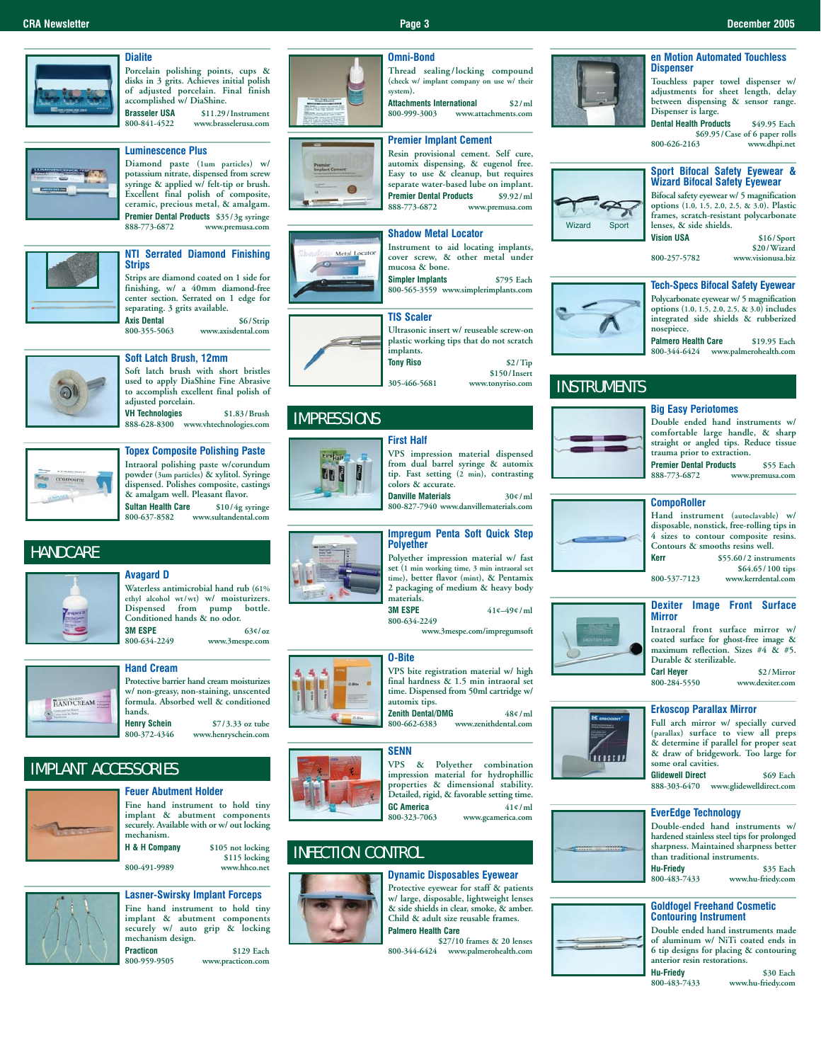### Dialite

Porcelain polishing points, cups & disks in 3 grits. Achieves initial polish of adjusted porcelain. Final finish accomplished w/ DiaShine.

**Brasseler USA** $11.29/Instrument
800-841-4522 www.brasselerusa.com

### Luminescence Plus

Diamond paste (1um particles) w/ potassium nitrate, dispensed from screw syringe & applied w/ felt-tip or brush. Excellent final polish of composite, ceramic, precious metal, & amalgam.

**Premier Dental Products** $35/3g syringe
888-773-6872 www.premusa.com

### NTI Serrated Diamond Finishing Strips

Strips are diamond coated on 1 side for finishing, w/ a 40mm diamond-free center section. Serrated on 1 edge for separating. 3 grits available.

**Axis Dental** $6/Strip
800-355-5063 www.axisdental.com

### Soft Latch Brush, 12mm

Soft latch brush with short bristles used to apply DiaShine Fine Abrasive to accomplish excellent final polish of adjusted porcelain.

**VH Technologies** $1.83/Brush
888-628-8300 www.vhtechnologies.com

### Topex Composite Polishing Paste

Intraoral polishing paste w/corundum powder (3um particles) & xylitol. Syringe dispensed. Polishes composite, castings & amalgam well. Pleasant flavor.

**Sultan Health Care** $10/4g syringe
800-637-8582 www.sultandental.com

## HANDCARE

### Avagard D

Waterless antimicrobial hand rub (61% ethyl alcohol wt/wt) w/ moisturizers. Dispensed from pump bottle. Conditioned hands & no odor.

**3M ESPE** 63¢/oz
800-634-2249 www.3mespe.com

### Hand Cream

Protective barrier hand cream moisturizes w/ non-greasy, non-staining, unscented formula. Absorbed well & conditioned hands.

**Henry Schein** $7/3.33 oz tube
800-372-4346 www.henryschein.com

## IMPLANT ACCESSORIES

### Feuer Abutment Holder

Fine hand instrument to hold tiny implant & abutment components securely. Available with or w/ out locking mechanism.

**H & H Company** $105 not locking
$115 locking
800-491-9989 www.hhco.net

### Lasner-Swirsky Implant Forceps

Fine hand instrument to hold tiny implant & abutment components securely w/ auto grip & locking mechanism design.

**Practicon** $129 Each
800-959-9505 www.practicon.com

### Omni-Bond

Thread sealing/locking compound (check w/ implant company on use w/ their system).

**Attachments International** $2/ml
800-999-3003 www.attachments.com

### Premier Implant Cement

Resin provisional cement. Self cure, automix dispensing, & eugenol free. Easy to use & cleanup, but requires separate water-based lube on implant.

**Premier Dental Products** $9.92/ml
888-773-6872 www.premusa.com

### Shadow Metal Locator

Instrument to aid locating implants, cover screw, & other metal under mucosa & bone.

**Simpler Implants** $795 Each
800-565-3559 www.simplerimplants.com

### TIS Scaler

Ultrasonic insert w/ reuseable screw-on plastic working tips that do not scratch implants.

**Tony Riso** $2/Tip
$150/Insert
305-466-5681 www.tonyriso.com

## IMPRESSIONS

### First Half

VPS impression material dispensed from dual barrel syringe & automix tip. Fast setting (2 min), contrasting colors & accurate.

**Danville Materials** 30¢/ml
800-827-7940 www.danvillematerials.com

### Impregum Penta Soft Quick Step Polyether

Polyether impression material w/ fast set (1 min working time, 3 min intraoral set time), better flavor (mint), & Pentamix 2 packaging of medium & heavy body materials.

**3M ESPE** 41¢–49¢/ml
800-634-2249
www.3mespe.com/impregumsoft

### O-Bite

VPS bite registration material w/ high final hardness & 1.5 min intraoral set time. Dispensed from 50ml cartridge w/ automix tips.

**Zenith Dental/DMG** 48¢/ml
800-662-6383 www.zenithdental.com

### SENN

VPS & Polyether combination impression material for hydrophillic properties & dimensional stability. Detailed, rigid, & favorable setting time.

**GC America** 41¢/ml
800-323-7063 www.gcamerica.com

## INFECTION CONTROL

### Dynamic Disposables Eyewear

Protective eyewear for staff & patients w/ large, disposable, lightweight lenses & side shields in clear, smoke, & amber. Child & adult size reusable frames.

**Palmero Health Care**
$27/10 frames & 20 lenses
800-344-6424 www.palmerohealth.com

### en Motion Automated Touchless Dispenser

Touchless paper towel dispenser w/ adjustments for sheet length, delay between dispensing & sensor range. Dispenser is large.

**Dental Health Products** $49.95 Each
$69.95/Case of 6 paper rolls
800-626-2163 www.dhpi.net

### Sport Bifocal Safety Eyewear & Wizard Bifocal Safety Eyewear

Wizard Sport

Bifocal safety eyewear w/ 5 magnification options (1.0, 1.5, 2.0, 2.5, & 3.0). Plastic frames, scratch-resistant polycarbonate lenses, & side shields.

**Vision USA** $16/Sport
$20/Wizard
800-257-5782 www.visionusa.biz

### Tech-Specs Bifocal Safety Eyewear

Polycarbonate eyewear w/ 5 magnification options (1.0, 1.5, 2.0, 2.5, & 3.0) includes integrated side shields & rubberized nosepiece.

**Palmero Health Care** $19.95 Each
800-344-6424 www.palmerohealth.com

## INSTRUMENTS

### Big Easy Periotomes

Double ended hand instruments w/ comfortable large handle, & sharp straight or angled tips. Reduce tissue trauma prior to extraction.

**Premier Dental Products** $55 Each
888-773-6872 www.premusa.com

### CompoRoller

Hand instrument (autoclavable) w/ disposable, nonstick, free-rolling tips in 4 sizes to contour composite resins. Contours & smooths resins well.

**Kerr** $55.60/2 instruments
$64.65/100 tips
800-537-7123 www.kerrdental.com

### Dexiter Image Front Surface Mirror

Intraoral front surface mirror w/ coated surface for ghost-free image & maximum reflection. Sizes #4 & #5. Durable & sterilizable.

**Carl Heyer** $2/Mirror
800-284-5550 www.dexiter.com

### Erkoscop Parallax Mirror

Full arch mirror w/ specially curved (parallax) surface to view all preps & determine if parallel for proper seat & draw of bridgework. Too large for some oral cavities.

**Glidewell Direct** $69 Each
888-303-6470 www.glidewelldirect.com

### EverEdge Technology

Double-ended hand instruments w/ hardened stainless steel tips for prolonged sharpness. Maintained sharpness better than traditional instruments.

**Hu-Friedy** $35 Each
800-483-7433 www.hu-friedy.com

### Goldfogel Freehand Cosmetic Contouring Instrument

Double ended hand instruments made of aluminum w/ NiTi coated ends in 6 tip designs for placing & contouring anterior resin restorations.

**Hu-Friedy** $30 Each
800-483-7433 www.hu-friedy.com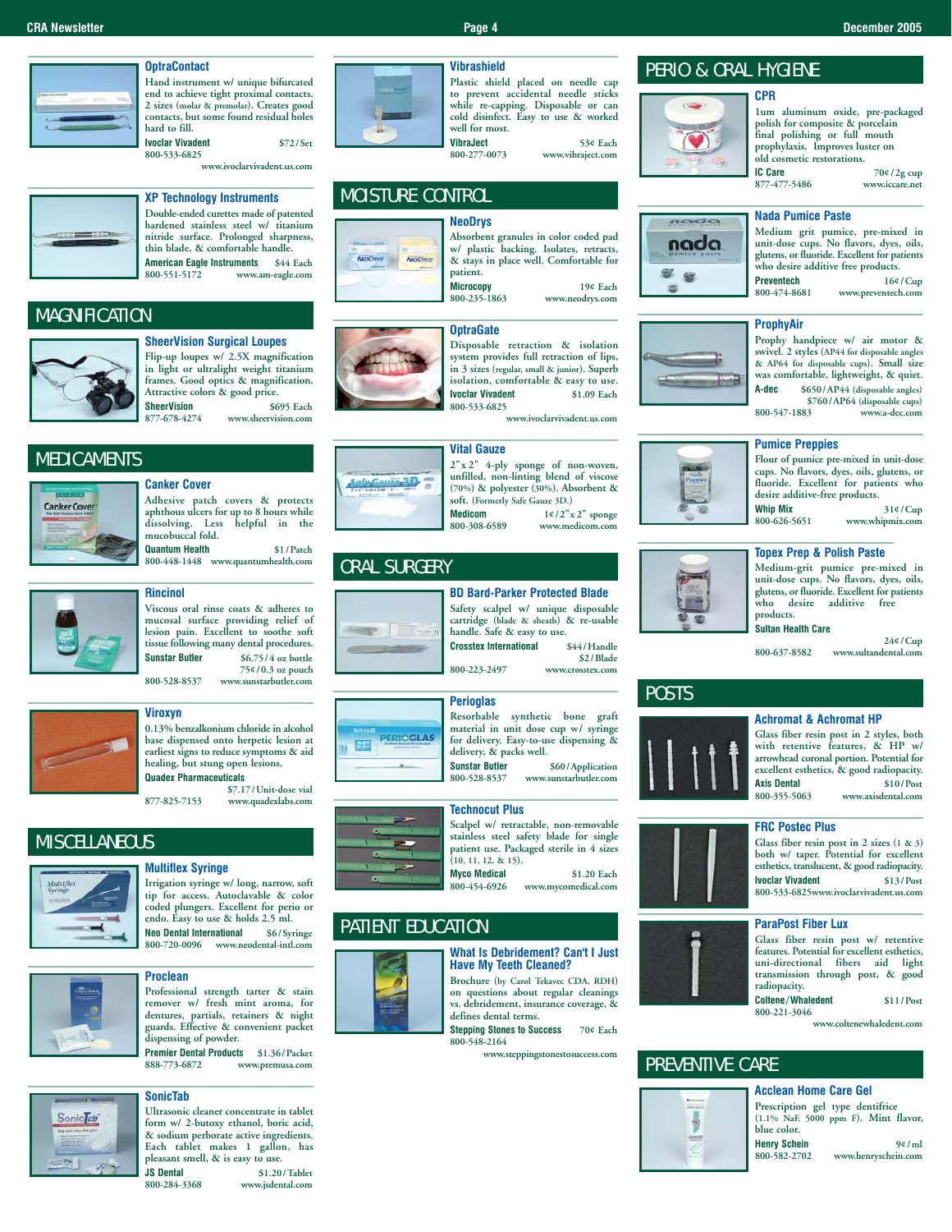### OptraContact

Hand instrument w/ unique bifurcated end to achieve tight proximal contacts. 2 sizes (molar & premolar). Creates good contacts, but some found residual holes hard to fill.

**Ivoclar Vivadent** $72/Set
800-533-6825 www.ivoclarvivadent.us.com

### XP Technology Instruments

Double-ended curettes made of patented hardened stainless steel w/ titanium nitride surface. Prolonged sharpness, thin blade, & comfortable handle.

**American Eagle Instruments** $44 Each
800-551-5172 www.am-eagle.com

## MAGNIFICATION

### SheerVision Surgical Loupes

Flip-up loupes w/ 2.5X magnification in light or ultralight weight titanium frames. Good optics & magnification. Attractive colors & good price.

**SheerVision** $695 Each
877-678-4274 www.sheervision.com

## MEDICAMENTS

### Canker Cover

Adhesive patch covers & protects aphthous ulcers for up to 8 hours while dissolving. Less helpful in the mucobuccal fold.

**Quantum Health** $1/Patch
800-448-1448 www.quantumhealth.com

### Rincinol

Viscous oral rinse coats & adheres to mucosal surface providing relief of lesion pain. Excellent to soothe soft tissue following many dental procedures.

**Sunstar Butler** $6.75/4 oz bottle
75¢/0.3 oz pouch
800-528-8537 www.sunstarbutler.com

### Viroxyn

0.13% benzalkonium chloride in alcohol base dispensed onto herpetic lesion at earliest signs to reduce symptoms & aid healing, but stung open lesions.

**Quadex Pharmaceuticals** $7.17/Unit-dose vial
877-825-7153 www.quadexlabs.com

## MISCELLANEOUS

### Multiflex Syringe

Irrigation syringe w/ long, narrow, soft tip for access. Autoclavable & color coded plungers. Excellent for perio or endo. Easy to use & holds 2.5 ml.

**Neo Dental International** $6/Syringe
800-720-0096 www.neodental-intl.com

### Proclean

Professional strength tarter & stain remover w/ fresh mint aroma, for dentures, partials, retainers & night guards. Effective & convenient packet dispensing of powder.

**Premier Dental Products** $1.36/Packet
888-773-6872 www.premusa.com

### SonicTab

Ultrasonic cleaner concentrate in tablet form w/ 2-butoxy ethanol, boric acid, & sodium perborate active ingredients. Each tablet makes 1 gallon, has pleasant smell, & is easy to use.

**JS Dental** $1.20/Tablet
800-284-3368 www.jsdental.com

### Vibrashield

Plastic shield placed on needle cap to prevent accidental needle sticks while re-capping. Disposable or can cold disinfect. Easy to use & worked well for most.

**VibraJect** 53¢ Each
800-277-0073 www.vibraject.com

## MOISTURE CONTROL

### NeoDrys

Absorbent granules in color coded pad w/ plastic backing. Isolates, retracts, & stays in place well. Comfortable for patient.

**Microcopy** 19¢ Each
800-235-1863 www.neodrys.com

### OptraGate

Disposable retraction & isolation system provides full retraction of lips, in 3 sizes (regular, small & junior). Superb isolation, comfortable & easy to use.

**Ivoclar Vivadent** $1.09 Each
800-533-6825 www.ivoclarvivadent.us.com

### Vital Gauze

2" x 2" 4-ply sponge of non-woven, unfilled, non-linting blend of viscose (70%) & polyester (30%). Absorbent & soft. (Formerly Safe Gauze 3D.)

**Medicom** 1¢/2" x 2" sponge
800-308-6589 www.medicom.com

## ORAL SURGERY

### BD Bard-Parker Protected Blade

Safety scalpel w/ unique disposable cartridge (blade & sheath) & re-usable handle. Safe & easy to use.

**Crosstex International** $44/Handle
$2/Blade
800-223-2497 www.crosstex.com

### Perioglas

Resorbable synthetic bone graft material in unit dose cup w/ syringe for delivery. Easy-to-use dispensing & delivery, & packs well.

**Sunstar Butler** $60/Application
800-528-8537 www.sunstarbutler.com

### Technocut Plus

Scalpel w/ retractable, non-removable stainless steel safety blade for single patient use. Packaged sterile in 4 sizes (10, 11, 12, & 15).

**Myco Medical** $1.20 Each
800-454-6926 www.mycomedical.com

## PATIENT EDUCATION

### What Is Debridement? Can't I Just Have My Teeth Cleaned?

Brochure (by Carol Tekavec CDA, RDH) on questions about regular cleanings vs. debridement, insurance coverage, & defines dental terms.

**Stepping Stones to Success** 70¢ Each
800-548-2164 www.steppingstonestosuccess.com

## PERIO & ORAL HYGIENE

### CPR

1um aluminum oxide, pre-packaged polish for composite & porcelain final polishing or full mouth prophylaxis. Improves luster on old cosmetic restorations.

**IC Care** 70¢/2g cup
877-477-5486 www.iccare.net

### Nada Pumice Paste

Medium grit pumice, pre-mixed in unit-dose cups. No flavors, dyes, oils, glutens, or fluoride. Excellent for patients who desire additive free products.

**Preventech** 16¢/Cup
800-474-8681 www.preventech.com

### ProphyAir

Prophy handpiece w/ air motor & swivel. 2 styles (AP44 for disposable angles & AP64 for disposable cups). Small size was comfortable, lightweight, & quiet.

**A-dec** $650/AP44 (disposable angles)
$760/AP64 (disposable cups)
800-547-1883 www.a-dec.com

### Pumice Preppies

Flour of pumice pre-mixed in unit-dose cups. No flavors, dyes, oils, glutens, or fluoride. Excellent for patients who desire additive-free products.

**Whip Mix** 31¢/Cup
800-626-5651 www.whipmix.com

### Topex Prep & Polish Paste

Medium-grit pumice pre-mixed in unit-dose cups. No flavors, dyes, oils, glutens, or fluoride. Excellent for patients who desire additive free products.

**Sultan Health Care** 24¢/Cup
800-637-8582 www.sultandental.com

## POSTS

### Achromat & Achromat HP

Glass fiber resin post in 2 styles, both with retentive features, & HP w/ arrowhead coronal portion. Potential for excellent esthetics, & good radiopacity.

**Axis Dental** $10/Post
800-355-5063 www.axisdental.com

### FRC Postec Plus

Glass fiber resin post in 2 sizes (1 & 3) both w/ taper. Potential for excellent esthetics, translucent, & good radiopacity.

**Ivoclar Vivadent** $13/Post
800-533-6825 www.ivoclarvivadent.us.com

### ParaPost Fiber Lux

Glass fiber resin post w/ retentive features. Potential for excellent esthetics, uni-directional fibers aid light transmission through post, & good radiopacity.

**Coltene/Whaledent** $11/Post
800-221-3046 www.coltenewhaledent.com

## PREVENTIVE CARE

### Acclean Home Care Gel

Prescription gel type dentifrice (1.1% NaF, 5000 ppm F). Mint flavor, blue color.

**Henry Schein** 9¢/ml
800-582-2702 www.henryschein.com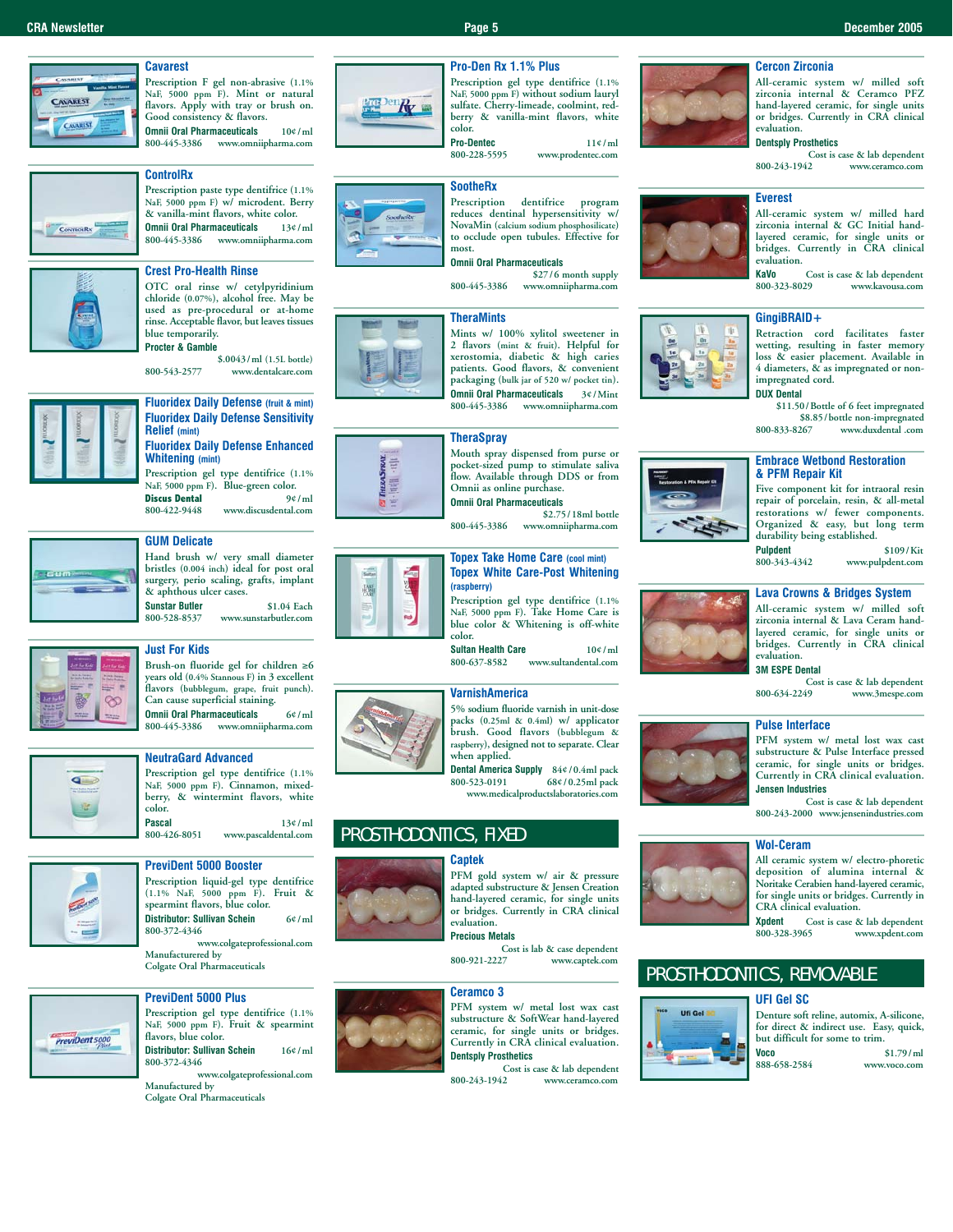### Cavarest

Prescription F gel non-abrasive (1.1% NaF, 5000 ppm F). Mint or natural flavors. Apply with tray or brush on. Good consistency & flavors.

**Omnii Oral Pharmaceuticals** 10¢/ml
800-445-3386 www.omniipharma.com

### ControlRx

Prescription paste type dentifrice (1.1% NaF, 5000 ppm F) w/ microdent. Berry & vanilla-mint flavors, white color.

**Omnii Oral Pharmaceuticals** 13¢/ml
800-445-3386 www.omniipharma.com

### Crest Pro-Health Rinse

OTC oral rinse w/ cetylpyridinium chloride (0.07%), alcohol free. May be used as pre-procedural or at-home rinse. Acceptable flavor, but leaves tissues blue temporarily.

**Procter & Gamble**
$.0043/ml (1.5L bottle)
800-543-2577 www.dentalcare.com

### Fluoridex Daily Defense (fruit & mint)
### Fluoridex Daily Defense Sensitivity Relief (mint)
### Fluoridex Daily Defense Enhanced Whitening (mint)

Prescription gel type dentifrice (1.1% NaF, 5000 ppm F). Blue-green color.

**Discus Dental** 9¢/ml
800-422-9448 www.discusdental.com

### GUM Delicate

Hand brush w/ very small diameter bristles (0.004 inch) ideal for post oral surgery, perio scaling, grafts, implant & aphthous ulcer cases.

**Sunstar Butler** $1.04 Each
800-528-8537 www.sunstarbutler.com

### Just For Kids

Brush-on fluoride gel for children ≥6 years old (0.4% Stannous F) in 3 excellent flavors (bubblegum, grape, fruit punch). Can cause superficial staining.

**Omnii Oral Pharmaceuticals** 6¢/ml
800-445-3386 www.omniipharma.com

### NeutraGard Advanced

Prescription gel type dentifrice (1.1% NaF, 5000 ppm F). Cinnamon, mixed-berry, & wintermint flavors, white color.

**Pascal** 13¢/ml
800-426-8051 www.pascaldental.com

### PreviDent 5000 Booster

Prescription liquid-gel type dentifrice (1.1% NaF, 5000 ppm F). Fruit & spearmint flavors, blue color.

**Distributor: Sullivan Schein** 6¢/ml
800-372-4346
www.colgateprofessional.com
Manufactured by
Colgate Oral Pharmaceuticals

### PreviDent 5000 Plus

Prescription gel type dentifrice (1.1% NaF, 5000 ppm F). Fruit & spearmint flavors, blue color.

**Distributor: Sullivan Schein** 16¢/ml
800-372-4346
www.colgateprofessional.com
Manufactured by
Colgate Oral Pharmaceuticals

### Pro-Den Rx 1.1% Plus

Prescription gel type dentifrice (1.1% NaF, 5000 ppm F) without sodium lauryl sulfate. Cherry-limeade, coolmint, red-berry & vanilla-mint flavors, white color.

**Pro-Dentec** 11¢/ml
800-228-5595 www.prodentec.com

### SootheRx

Prescription dentifrice program reduces dentinal hypersensitivity w/ NovaMin (calcium sodium phosphosilicate) to occlude open tubules. Effective for most.

**Omnii Oral Pharmaceuticals**
$27/6 month supply
800-445-3386 www.omniipharma.com

### TheraMints

Mints w/ 100% xylitol sweetener in 2 flavors (mint & fruit). Helpful for xerostomia, diabetic & high caries patients. Good flavors, & convenient packaging (bulk jar of 520 w/ pocket tin).

**Omnii Oral Pharmaceuticals** 3¢/Mint
800-445-3386 www.omniipharma.com

### TheraSpray

Mouth spray dispensed from purse or pocket-sized pump to stimulate saliva flow. Available through DDS or from Omnii as online purchase.

**Omnii Oral Pharmaceuticals**
$2.75/18ml bottle
800-445-3386 www.omniipharma.com

### Topex Take Home Care (cool mint)
### Topex White Care-Post Whitening (raspberry)

Prescription gel type dentifrice (1.1% NaF, 5000 ppm F). Take Home Care is blue color & Whitening is off-white color.

**Sultan Health Care** 10¢/ml
800-637-8582 www.sultandental.com

### VarnishAmerica

5% sodium fluoride varnish in unit-dose packs (0.25ml & 0.4ml) w/ applicator brush. Good flavors (bubblegum & raspberry), designed not to separate. Clear when applied.

**Dental America Supply** 84¢/0.4ml pack
800-523-0191 68¢/0.25ml pack
www.medicalproductslaboratories.com

## PROSTHODONTICS, FIXED

### Captek

PFM gold system w/ air & pressure adapted substructure & Jensen Creation hand-layered ceramic, for single units or bridges. Currently in CRA clinical evaluation.

**Precious Metals**
Cost is lab & case dependent
800-921-2227 www.captek.com

### Ceramco 3

PFM system w/ metal lost wax cast substructure & SoftWear hand-layered ceramic, for single units or bridges. Currently in CRA clinical evaluation.

**Dentsply Prosthetics**
Cost is case & lab dependent
800-243-1942 www.ceramco.com

### Cercon Zirconia

All-ceramic system w/ milled soft zirconia internal & Ceramco PFZ hand-layered ceramic, for single units or bridges. Currently in CRA clinical evaluation.

**Dentsply Prosthetics**
Cost is case & lab dependent
800-243-1942 www.ceramco.com

### Everest

All-ceramic system w/ milled hard zirconia internal & GC Initial hand-layered ceramic, for single units or bridges. Currently in CRA clinical evaluation.

**KaVo** Cost is case & lab dependent
800-323-8029 www.kavousa.com

### GingiBRAID+

Retraction cord facilitates faster wetting, resulting in faster memory loss & easier placement. Available in 4 diameters, & as impregnated or non-impregnated cord.

**DUX Dental**
$11.50/Bottle of 6 feet impregnated
$8.85/bottle non-impregnated
800-833-8267 www.duxdental .com

### Embrace Wetbond Restoration & PFM Repair Kit

Five component kit for intraoral resin repair of porcelain, resin, & all-metal restorations w/ fewer components. Organized & easy, but long term durability being established.

**Pulpdent** $109/Kit
800-343-4342 www.pulpdent.com

### Lava Crowns & Bridges System

All-ceramic system w/ milled soft zirconia internal & Lava Ceram hand-layered ceramic, for single units or bridges. Currently in CRA clinical evaluation.

**3M ESPE Dental**
Cost is case & lab dependent
800-634-2249 www.3mespe.com

### Pulse Interface

PFM system w/ metal lost wax cast substructure & Pulse Interface pressed ceramic, for single units or bridges. Currently in CRA clinical evaluation.

**Jensen Industries**
Cost is case & lab dependent
800-243-2000 www.jensenindustries.com

### Wol-Ceram

All ceramic system w/ electro-phoretic deposition of alumina internal & Noritake Cerabien hand-layered ceramic, for single units or bridges. Currently in CRA clinical evaluation.

**Xpdent** Cost is case & lab dependent
800-328-3965 www.xpdent.com

## PROSTHODONTICS, REMOVABLE

### UFI Gel SC

Denture soft reline, automix, A-silicone, for direct & indirect use. Easy, quick, but difficult for some to trim.

**Voco** $1.79/ml
888-658-2584 www.voco.com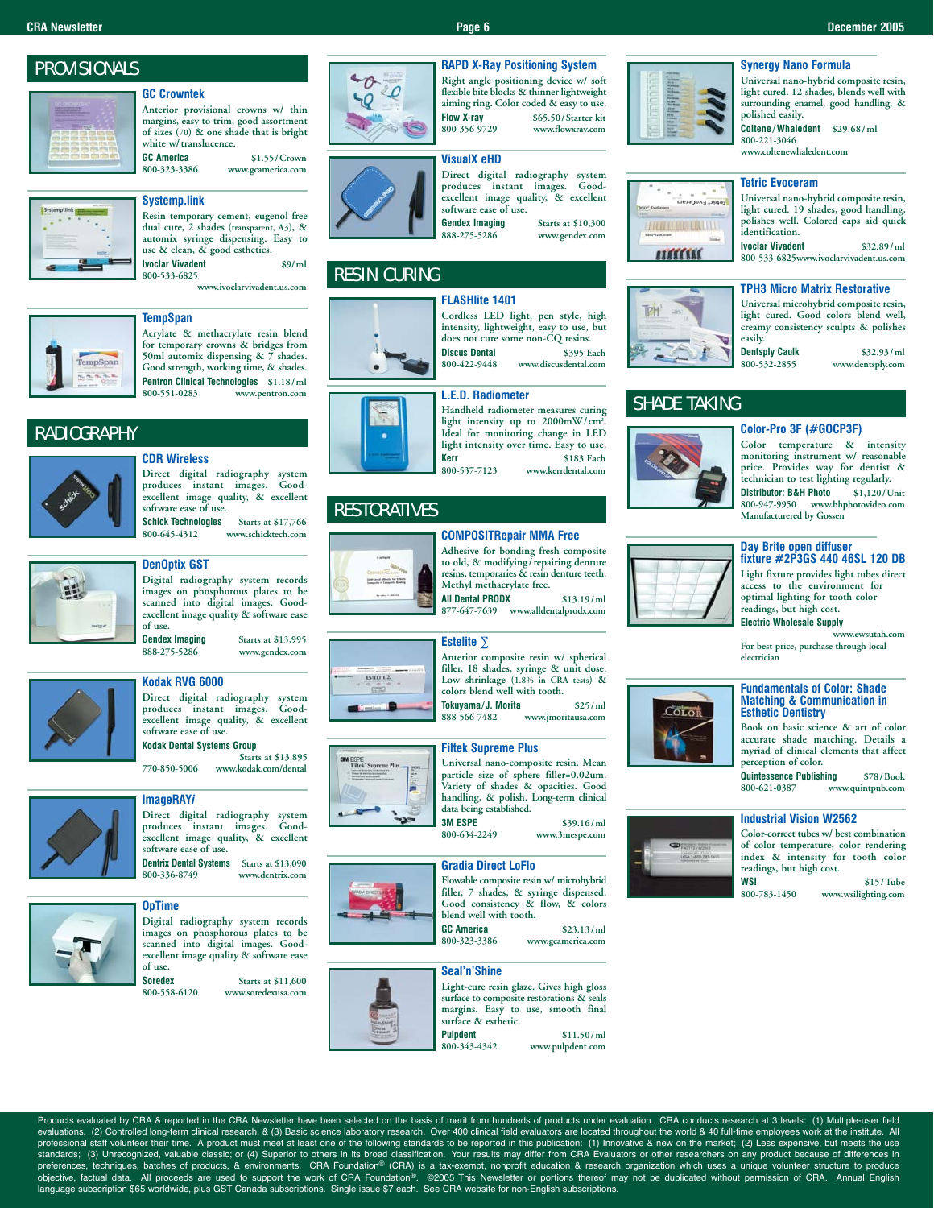## PROVISIONALS

### GC Crowntek

Anterior provisional crowns w/ thin margins, easy to trim, good assortment of sizes (70) & one shade that is bright white w/ translucence.

**GC America** $1.55/Crown
800-323-3386 www.gcamerica.com

### Systemp.link

Resin temporary cement, eugenol free dual cure, 2 shades (transparent, A3), & automix syringe dispensing. Easy to use & clean, & good esthetics.

**Ivoclar Vivadent** $9/ml
800-533-6825
www.ivoclarvivadent.us.com

### TempSpan

Acrylate & methacrylate resin blend for temporary crowns & bridges from 50ml automix dispensing & 7 shades. Good strength, working time, & shades.

**Pentron Clinical Technologies** $1.18/ml
800-551-0283 www.pentron.com

## RADIOGRAPHY

### CDR Wireless

Direct digital radiography system produces instant images. Good-excellent image quality, & excellent software ease of use.

**Schick Technologies** Starts at $17,766
800-645-4312 www.schicktech.com

### DenOptix GST

Digital radiography system records images on phosphorous plates to be scanned into digital images. Good-excellent image quality & software ease of use.

**Gendex Imaging** Starts at $13,995
888-275-5286 www.gendex.com

### Kodak RVG 6000

Direct digital radiography system produces instant images. Good-excellent image quality, & excellent software ease of use.

**Kodak Dental Systems Group** Starts at $13,895
770-850-5006 www.kodak.com/dental

### ImageRAY*i*

Direct digital radiography system produces instant images. Good-excellent image quality, & excellent software ease of use.

**Dentrix Dental Systems** Starts at $13,090
800-336-8749 www.dentrix.com

### OpTime

Digital radiography system records images on phosphorous plates to be scanned into digital images. Good-excellent image quality & software ease of use.

**Soredex** Starts at $11,600
800-558-6120 www.soredexusa.com

### RAPD X-Ray Positioning System

Right angle positioning device w/ soft flexible bite blocks & thinner lightweight aiming ring. Color coded & easy to use.

**Flow X-ray** $65.50/Starter kit
800-356-9729 www.flowxray.com

### VisualX eHD

Direct digital radiography system produces instant images. Good-excellent image quality, & excellent software ease of use.

**Gendex Imaging** Starts at $10,300
888-275-5286 www.gendex.com

## RESIN CURING

### FLASHlite 1401

Cordless LED light, pen style, high intensity, lightweight, easy to use, but does not cure some non-CQ resins.

**Discus Dental** $395 Each
800-422-9448 www.discusdental.com

### L.E.D. Radiometer

Handheld radiometer measures curing light intensity up to 2000mW/cm$^2$. Ideal for monitoring change in LED light intensity over time. Easy to use.

**Kerr** $183 Each
800-537-7123 www.kerrdental.com

## RESTORATIVES

### COMPOSITRepair MMA Free

Adhesive for bonding fresh composite to old, & modifying/repairing denture resins, temporaries & resin denture teeth. Methyl methacrylate free.

**All Dental PRODX** $13.19/ml
877-647-7639 www.alldentalprodx.com

### Estelite ∑

Anterior composite resin w/ spherical filler, 18 shades, syringe & unit dose. Low shrinkage (1.8% in CRA tests) & colors blend well with tooth.

**Tokuyama/J. Morita** $25/ml
888-566-7482 www.jmoritausa.com

### Filtek Supreme Plus

Universal nano-composite resin. Mean particle size of sphere filler=0.02um. Variety of shades & opacities. Good handling, & polish. Long-term clinical data being established.

**3M ESPE** $39.16/ml
800-634-2249 www.3mespe.com

### Gradia Direct LoFlo

Flowable composite resin w/ microhybrid filler, 7 shades, & syringe dispensed. Good consistency & flow, & colors blend well with tooth.

**GC America** $23.13/ml
800-323-3386 www.gcamerica.com

### Seal'n'Shine

Light-cure resin glaze. Gives high gloss surface to composite restorations & seals margins. Easy to use, smooth final surface & esthetic.

**Pulpdent** $11.50/ml
800-343-4342 www.pulpdent.com

### Synergy Nano Formula

Universal nano-hybrid composite resin, light cured. 12 shades, blends well with surrounding enamel, good handling, & polished easily.

**Coltene/Whaledent** $29.68/ml
800-221-3046
www.coltenewhaledent.com

### Tetric Evoceram

Universal nano-hybrid composite resin, light cured. 19 shades, good handling, polishes well. Colored caps aid quick identification.

**Ivoclar Vivadent** $32.89/ml
800-533-6825 www.ivoclarvivadent.us.com

### TPH3 Micro Matrix Restorative

Universal microhybrid composite resin, light cured. Good colors blend well, creamy consistency sculpts & polishes easily.

**Dentsply Caulk** $32.93/ml
800-532-2855 www.dentsply.com

## SHADE TAKING

### Color-Pro 3F (#GOCP3F)

Color temperature & intensity monitoring instrument w/ reasonable price. Provides way for dentist & technician to test lighting regularly.

**Distributor: B&H Photo** $1,120/Unit
800-947-9950 www.bhphotovideo.com
Manufactured by Gossen

### Day Brite open diffuser fixture #2P3GS 440 46SL 120 DB

Light fixture provides light tubes direct access to the environment for optimal lighting for tooth color readings, but high cost.

**Electric Wholesale Supply**
www.ewsutah.com
For best price, purchase through local electrician

### Fundamentals of Color: Shade Matching & Communication in Esthetic Dentistry

Book on basic science & art of color accurate shade matching. Details a myriad of clinical elements that affect perception of color.

**Quintessence Publishing** $78/Book
800-621-0387 www.quintpub.com

### Industrial Vision W2562

Color-correct tubes w/ best combination of color temperature, color rendering index & intensity for tooth color readings, but high cost.

**WSI** $15/Tube
800-783-1450 www.wsilighting.com

---

Products evaluated by CRA & reported in the CRA Newsletter have been selected on the basis of merit from hundreds of products under evaluation. CRA conducts research at 3 levels: (1) Multiple-user field evaluations, (2) Controlled long-term clinical research, & (3) Basic science laboratory research. Over 400 clinical field evaluators are located throughout the world & 40 full-time employees work at the institute. All professional staff volunteer their time. A product must meet at least one of the following standards to be reported in this publication: (1) Innovative & new on the market; (2) Less expensive, but meets the use standards; (3) Unrecognized, valuable classic; or (4) Superior to others in its broad classification. Your results may differ from CRA Evaluators or other researchers on any product because of differences in preferences, techniques, batches of products, & environments. CRA Foundation® (CRA) is a tax-exempt, nonprofit education & research organization which uses a unique volunteer structure to produce objective, factual data. All proceeds are used to support the work of CRA Foundation®. ©2005 This Newsletter or portions thereof may not be duplicated without permission of CRA. Annual English language subscription $65 worldwide, plus GST Canada subscriptions. Single issue $7 each. See CRA website for non-English subscriptions.